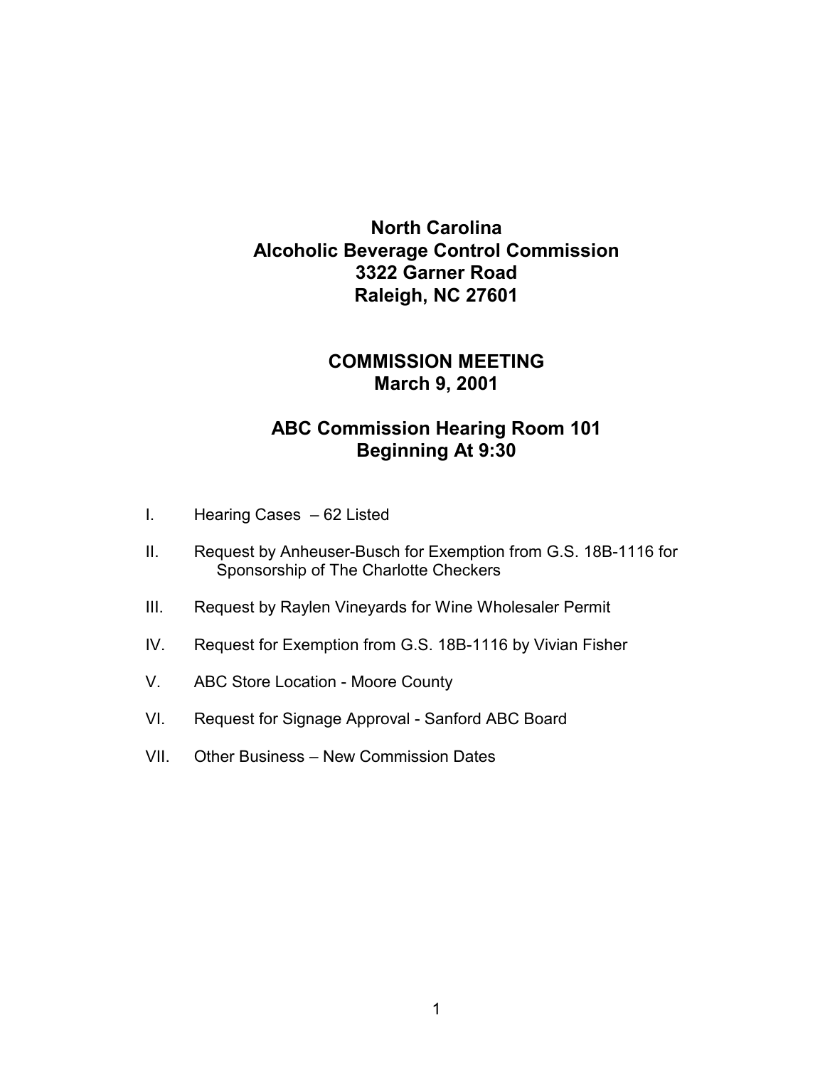# North Carolina
# Alcoholic Beverage Control Commission
# 3322 Garner Road
# Raleigh, NC 27601

## COMMISSION MEETING
## March 9, 2001

## ABC Commission Hearing Room 101
## Beginning At 9:30

I. Hearing Cases – 62 Listed

II. Request by Anheuser-Busch for Exemption from G.S. 18B-1116 for Sponsorship of The Charlotte Checkers

III. Request by Raylen Vineyards for Wine Wholesaler Permit

IV. Request for Exemption from G.S. 18B-1116 by Vivian Fisher

V. ABC Store Location - Moore County

VI. Request for Signage Approval - Sanford ABC Board

VII. Other Business – New Commission Dates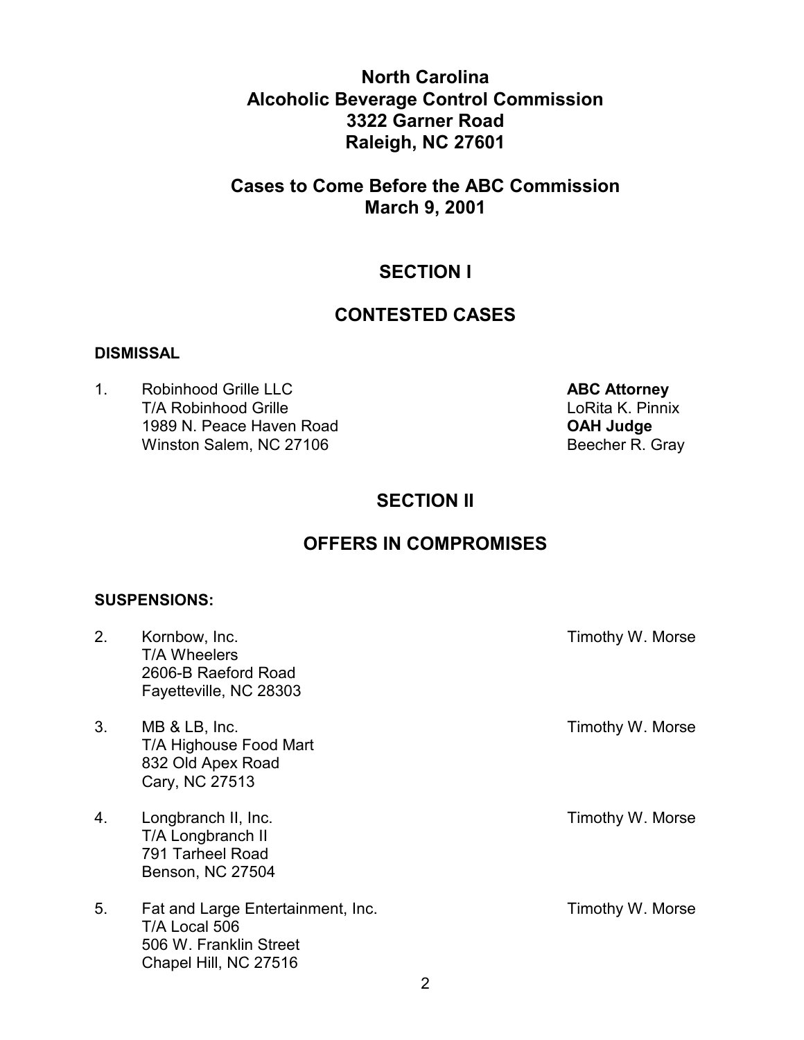# North Carolina
# Alcoholic Beverage Control Commission
# 3322 Garner Road
# Raleigh, NC 27601

## Cases to Come Before the ABC Commission
## March 9, 2001

## SECTION I

## CONTESTED CASES

**DISMISSAL**

1. Robinhood Grille LLC
   T/A Robinhood Grille
   1989 N. Peace Haven Road
   Winston Salem, NC 27106

   **ABC Attorney**
   LoRita K. Pinnix
   **OAH Judge**
   Beecher R. Gray

## SECTION II

## OFFERS IN COMPROMISES

**SUSPENSIONS:**

2. Kornbow, Inc.
   T/A Wheelers
   2606-B Raeford Road
   Fayetteville, NC 28303

   Timothy W. Morse

3. MB & LB, Inc.
   T/A Highouse Food Mart
   832 Old Apex Road
   Cary, NC 27513

   Timothy W. Morse

4. Longbranch II, Inc.
   T/A Longbranch II
   791 Tarheel Road
   Benson, NC 27504

   Timothy W. Morse

5. Fat and Large Entertainment, Inc.
   T/A Local 506
   506 W. Franklin Street
   Chapel Hill, NC 27516

   Timothy W. Morse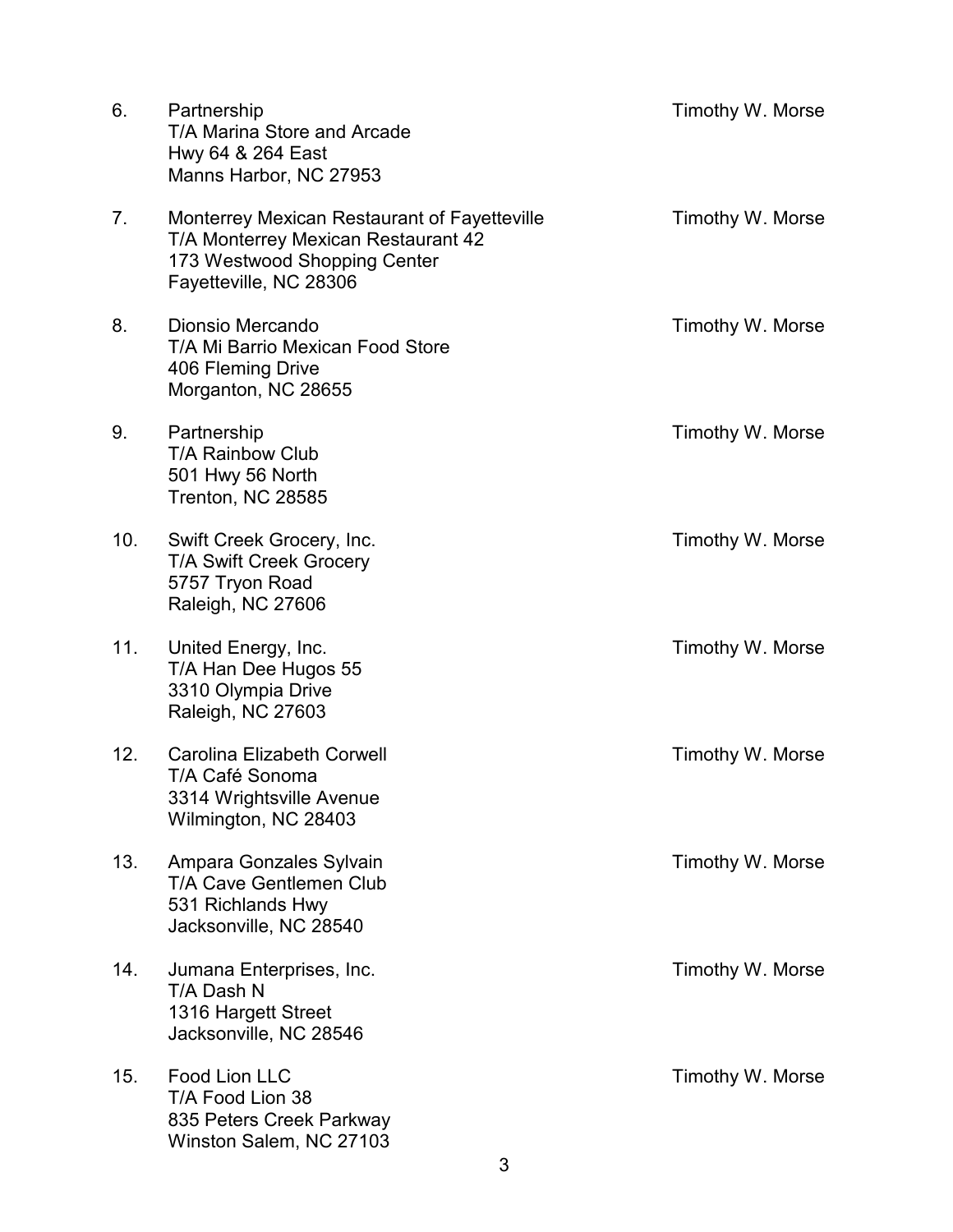6. Partnership
   T/A Marina Store and Arcade
   Hwy 64 & 264 East
   Manns Harbor, NC 27953

   Timothy W. Morse

7. Monterrey Mexican Restaurant of Fayetteville
   T/A Monterrey Mexican Restaurant 42
   173 Westwood Shopping Center
   Fayetteville, NC 28306

   Timothy W. Morse

8. Dionsio Mercando
   T/A Mi Barrio Mexican Food Store
   406 Fleming Drive
   Morganton, NC 28655

   Timothy W. Morse

9. Partnership
   T/A Rainbow Club
   501 Hwy 56 North
   Trenton, NC 28585

   Timothy W. Morse

10. Swift Creek Grocery, Inc.
    T/A Swift Creek Grocery
    5757 Tryon Road
    Raleigh, NC 27606

    Timothy W. Morse

11. United Energy, Inc.
    T/A Han Dee Hugos 55
    3310 Olympia Drive
    Raleigh, NC 27603

    Timothy W. Morse

12. Carolina Elizabeth Corwell
    T/A Café Sonoma
    3314 Wrightsville Avenue
    Wilmington, NC 28403

    Timothy W. Morse

13. Ampara Gonzales Sylvain
    T/A Cave Gentlemen Club
    531 Richlands Hwy
    Jacksonville, NC 28540

    Timothy W. Morse

14. Jumana Enterprises, Inc.
    T/A Dash N
    1316 Hargett Street
    Jacksonville, NC 28546

    Timothy W. Morse

15. Food Lion LLC
    T/A Food Lion 38
    835 Peters Creek Parkway
    Winston Salem, NC 27103

    Timothy W. Morse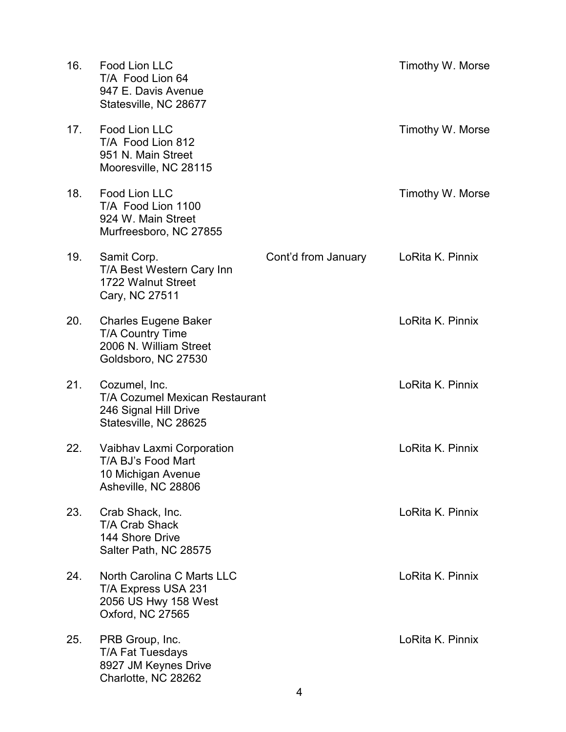16. Food Lion LLC
    T/A Food Lion 64
    947 E. Davis Avenue
    Statesville, NC 28677
    — Timothy W. Morse

17. Food Lion LLC
    T/A Food Lion 812
    951 N. Main Street
    Mooresville, NC 28115
    — Timothy W. Morse

18. Food Lion LLC
    T/A Food Lion 1100
    924 W. Main Street
    Murfreesboro, NC 27855
    — Timothy W. Morse

19. Samit Corp.
    T/A Best Western Cary Inn
    1722 Walnut Street
    Cary, NC 27511
    — Cont'd from January — LoRita K. Pinnix

20. Charles Eugene Baker
    T/A Country Time
    2006 N. William Street
    Goldsboro, NC 27530
    — LoRita K. Pinnix

21. Cozumel, Inc.
    T/A Cozumel Mexican Restaurant
    246 Signal Hill Drive
    Statesville, NC 28625
    — LoRita K. Pinnix

22. Vaibhav Laxmi Corporation
    T/A BJ's Food Mart
    10 Michigan Avenue
    Asheville, NC 28806
    — LoRita K. Pinnix

23. Crab Shack, Inc.
    T/A Crab Shack
    144 Shore Drive
    Salter Path, NC 28575
    — LoRita K. Pinnix

24. North Carolina C Marts LLC
    T/A Express USA 231
    2056 US Hwy 158 West
    Oxford, NC 27565
    — LoRita K. Pinnix

25. PRB Group, Inc.
    T/A Fat Tuesdays
    8927 JM Keynes Drive
    Charlotte, NC 28262
    — LoRita K. Pinnix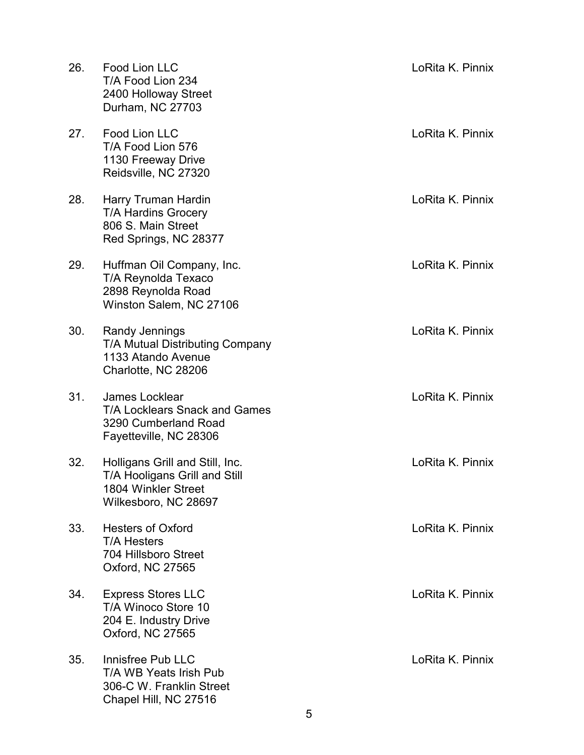26. Food Lion LLC
    T/A Food Lion 234
    2400 Holloway Street
    Durham, NC 27703
    
    LoRita K. Pinnix

27. Food Lion LLC
    T/A Food Lion 576
    1130 Freeway Drive
    Reidsville, NC 27320
    
    LoRita K. Pinnix

28. Harry Truman Hardin
    T/A Hardins Grocery
    806 S. Main Street
    Red Springs, NC 28377
    
    LoRita K. Pinnix

29. Huffman Oil Company, Inc.
    T/A Reynolda Texaco
    2898 Reynolda Road
    Winston Salem, NC 27106
    
    LoRita K. Pinnix

30. Randy Jennings
    T/A Mutual Distributing Company
    1133 Atando Avenue
    Charlotte, NC 28206
    
    LoRita K. Pinnix

31. James Locklear
    T/A Locklears Snack and Games
    3290 Cumberland Road
    Fayetteville, NC 28306
    
    LoRita K. Pinnix

32. Holligans Grill and Still, Inc.
    T/A Hooligans Grill and Still
    1804 Winkler Street
    Wilkesboro, NC 28697
    
    LoRita K. Pinnix

33. Hesters of Oxford
    T/A Hesters
    704 Hillsboro Street
    Oxford, NC 27565
    
    LoRita K. Pinnix

34. Express Stores LLC
    T/A Winoco Store 10
    204 E. Industry Drive
    Oxford, NC 27565
    
    LoRita K. Pinnix

35. Innisfree Pub LLC
    T/A WB Yeats Irish Pub
    306-C W. Franklin Street
    Chapel Hill, NC 27516
    
    LoRita K. Pinnix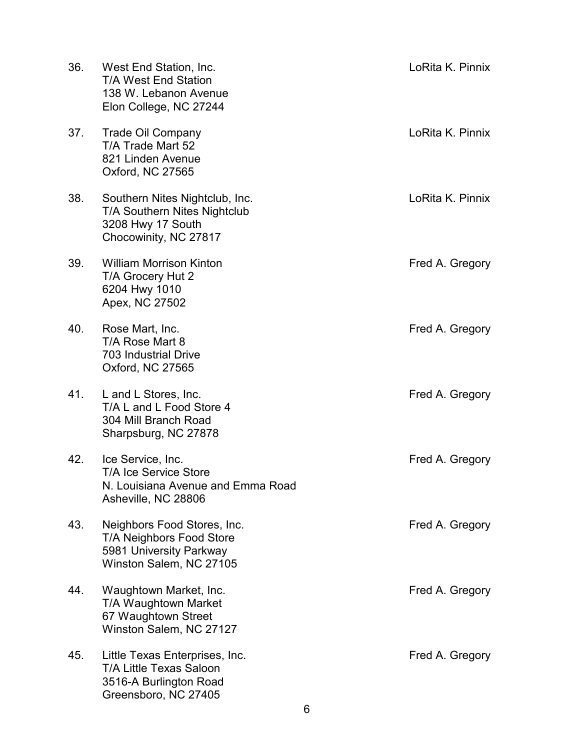36. West End Station, Inc.
    T/A West End Station
    138 W. Lebanon Avenue
    Elon College, NC 27244

    LoRita K. Pinnix

37. Trade Oil Company
    T/A Trade Mart 52
    821 Linden Avenue
    Oxford, NC 27565

    LoRita K. Pinnix

38. Southern Nites Nightclub, Inc.
    T/A Southern Nites Nightclub
    3208 Hwy 17 South
    Chocowinity, NC 27817

    LoRita K. Pinnix

39. William Morrison Kinton
    T/A Grocery Hut 2
    6204 Hwy 1010
    Apex, NC 27502

    Fred A. Gregory

40. Rose Mart, Inc.
    T/A Rose Mart 8
    703 Industrial Drive
    Oxford, NC 27565

    Fred A. Gregory

41. L and L Stores, Inc.
    T/A L and L Food Store 4
    304 Mill Branch Road
    Sharpsburg, NC 27878

    Fred A. Gregory

42. Ice Service, Inc.
    T/A Ice Service Store
    N. Louisiana Avenue and Emma Road
    Asheville, NC 28806

    Fred A. Gregory

43. Neighbors Food Stores, Inc.
    T/A Neighbors Food Store
    5981 University Parkway
    Winston Salem, NC 27105

    Fred A. Gregory

44. Waughtown Market, Inc.
    T/A Waughtown Market
    67 Waughtown Street
    Winston Salem, NC 27127

    Fred A. Gregory

45. Little Texas Enterprises, Inc.
    T/A Little Texas Saloon
    3516-A Burlington Road
    Greensboro, NC 27405

    Fred A. Gregory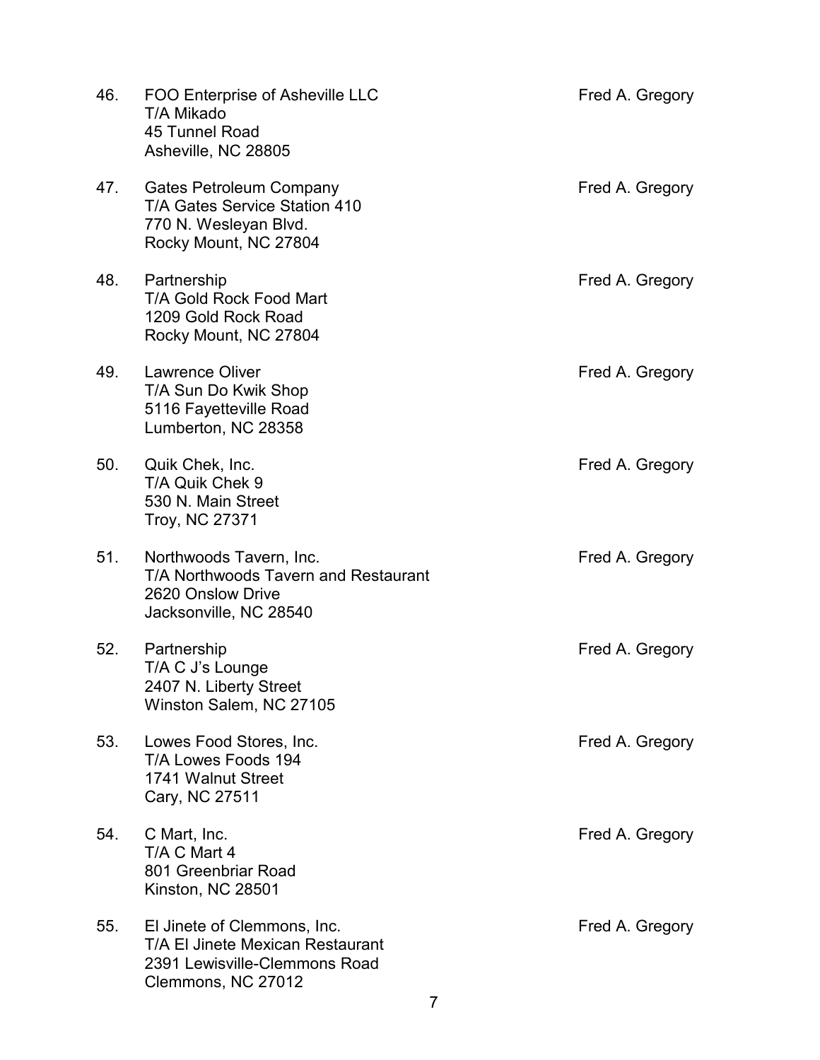| | | |
|---|---|---|
| 46. | FOO Enterprise of Asheville LLC<br>T/A Mikado<br>45 Tunnel Road<br>Asheville, NC 28805 | Fred A. Gregory |
| 47. | Gates Petroleum Company<br>T/A Gates Service Station 410<br>770 N. Wesleyan Blvd.<br>Rocky Mount, NC 27804 | Fred A. Gregory |
| 48. | Partnership<br>T/A Gold Rock Food Mart<br>1209 Gold Rock Road<br>Rocky Mount, NC 27804 | Fred A. Gregory |
| 49. | Lawrence Oliver<br>T/A Sun Do Kwik Shop<br>5116 Fayetteville Road<br>Lumberton, NC 28358 | Fred A. Gregory |
| 50. | Quik Chek, Inc.<br>T/A Quik Chek 9<br>530 N. Main Street<br>Troy, NC 27371 | Fred A. Gregory |
| 51. | Northwoods Tavern, Inc.<br>T/A Northwoods Tavern and Restaurant<br>2620 Onslow Drive<br>Jacksonville, NC 28540 | Fred A. Gregory |
| 52. | Partnership<br>T/A C J's Lounge<br>2407 N. Liberty Street<br>Winston Salem, NC 27105 | Fred A. Gregory |
| 53. | Lowes Food Stores, Inc.<br>T/A Lowes Foods 194<br>1741 Walnut Street<br>Cary, NC 27511 | Fred A. Gregory |
| 54. | C Mart, Inc.<br>T/A C Mart 4<br>801 Greenbriar Road<br>Kinston, NC 28501 | Fred A. Gregory |
| 55. | El Jinete of Clemmons, Inc.<br>T/A El Jinete Mexican Restaurant<br>2391 Lewisville-Clemmons Road<br>Clemmons, NC 27012 | Fred A. Gregory |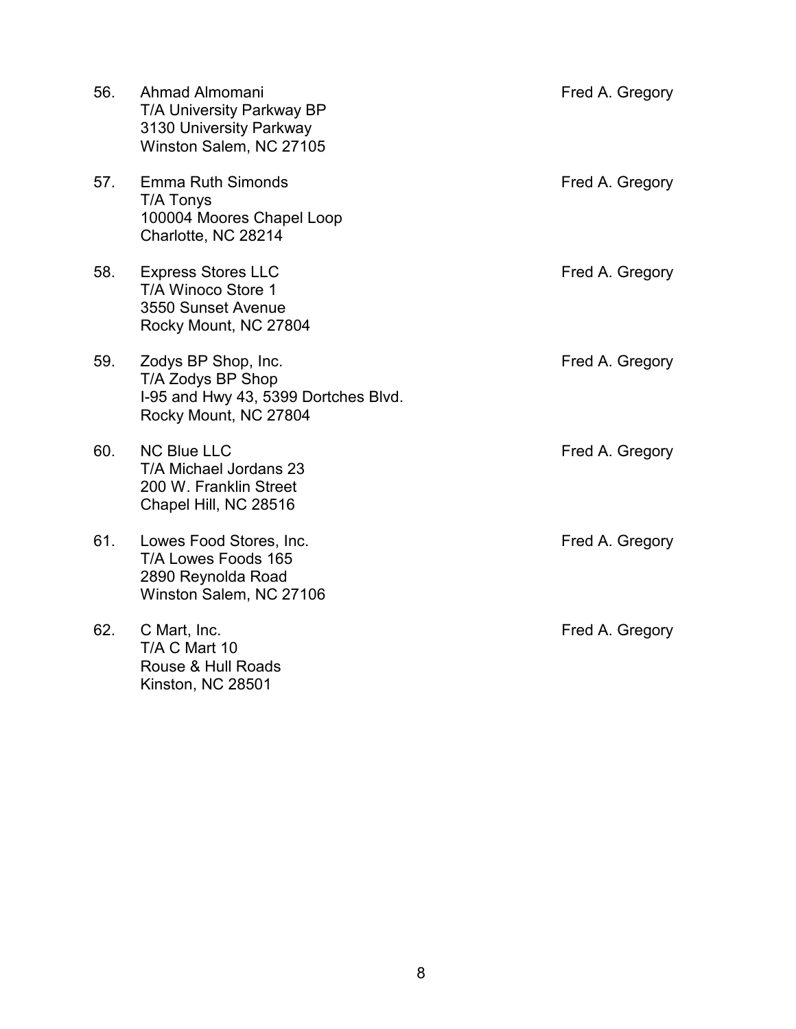56. Ahmad Almomani  
    T/A University Parkway BP  
    3130 University Parkway  
    Winston Salem, NC 27105 — Fred A. Gregory

57. Emma Ruth Simonds  
    T/A Tonys  
    100004 Moores Chapel Loop  
    Charlotte, NC 28214 — Fred A. Gregory

58. Express Stores LLC  
    T/A Winoco Store 1  
    3550 Sunset Avenue  
    Rocky Mount, NC 27804 — Fred A. Gregory

59. Zodys BP Shop, Inc.  
    T/A Zodys BP Shop  
    I-95 and Hwy 43, 5399 Dortches Blvd.  
    Rocky Mount, NC 27804 — Fred A. Gregory

60. NC Blue LLC  
    T/A Michael Jordans 23  
    200 W. Franklin Street  
    Chapel Hill, NC 28516 — Fred A. Gregory

61. Lowes Food Stores, Inc.  
    T/A Lowes Foods 165  
    2890 Reynolda Road  
    Winston Salem, NC 27106 — Fred A. Gregory

62. C Mart, Inc.  
    T/A C Mart 10  
    Rouse & Hull Roads  
    Kinston, NC 28501 — Fred A. Gregory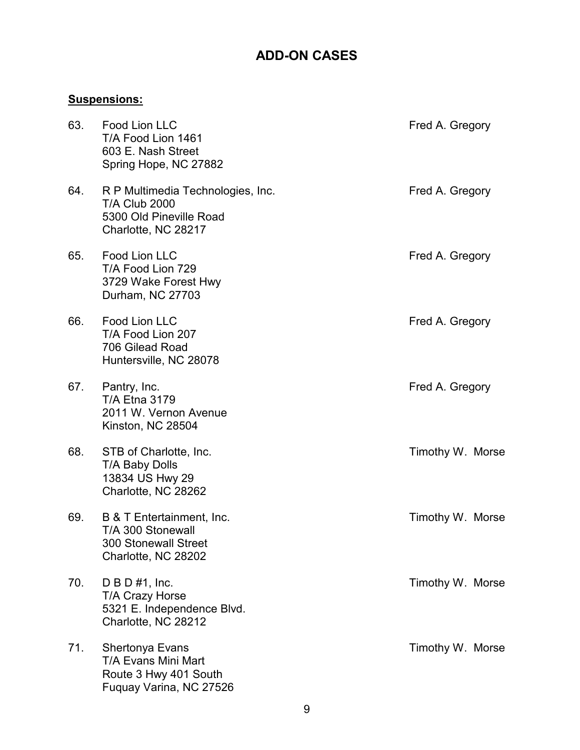# ADD-ON CASES

**Suspensions:**

63. Food Lion LLC  
    T/A Food Lion 1461  
    603 E. Nash Street  
    Spring Hope, NC 27882  
    — Fred A. Gregory

64. R P Multimedia Technologies, Inc.  
    T/A Club 2000  
    5300 Old Pineville Road  
    Charlotte, NC 28217  
    — Fred A. Gregory

65. Food Lion LLC  
    T/A Food Lion 729  
    3729 Wake Forest Hwy  
    Durham, NC 27703  
    — Fred A. Gregory

66. Food Lion LLC  
    T/A Food Lion 207  
    706 Gilead Road  
    Huntersville, NC 28078  
    — Fred A. Gregory

67. Pantry, Inc.  
    T/A Etna 3179  
    2011 W. Vernon Avenue  
    Kinston, NC 28504  
    — Fred A. Gregory

68. STB of Charlotte, Inc.  
    T/A Baby Dolls  
    13834 US Hwy 29  
    Charlotte, NC 28262  
    — Timothy W. Morse

69. B & T Entertainment, Inc.  
    T/A 300 Stonewall  
    300 Stonewall Street  
    Charlotte, NC 28202  
    — Timothy W. Morse

70. D B D #1, Inc.  
    T/A Crazy Horse  
    5321 E. Independence Blvd.  
    Charlotte, NC 28212  
    — Timothy W. Morse

71. Shertonya Evans  
    T/A Evans Mini Mart  
    Route 3 Hwy 401 South  
    Fuquay Varina, NC 27526  
    — Timothy W. Morse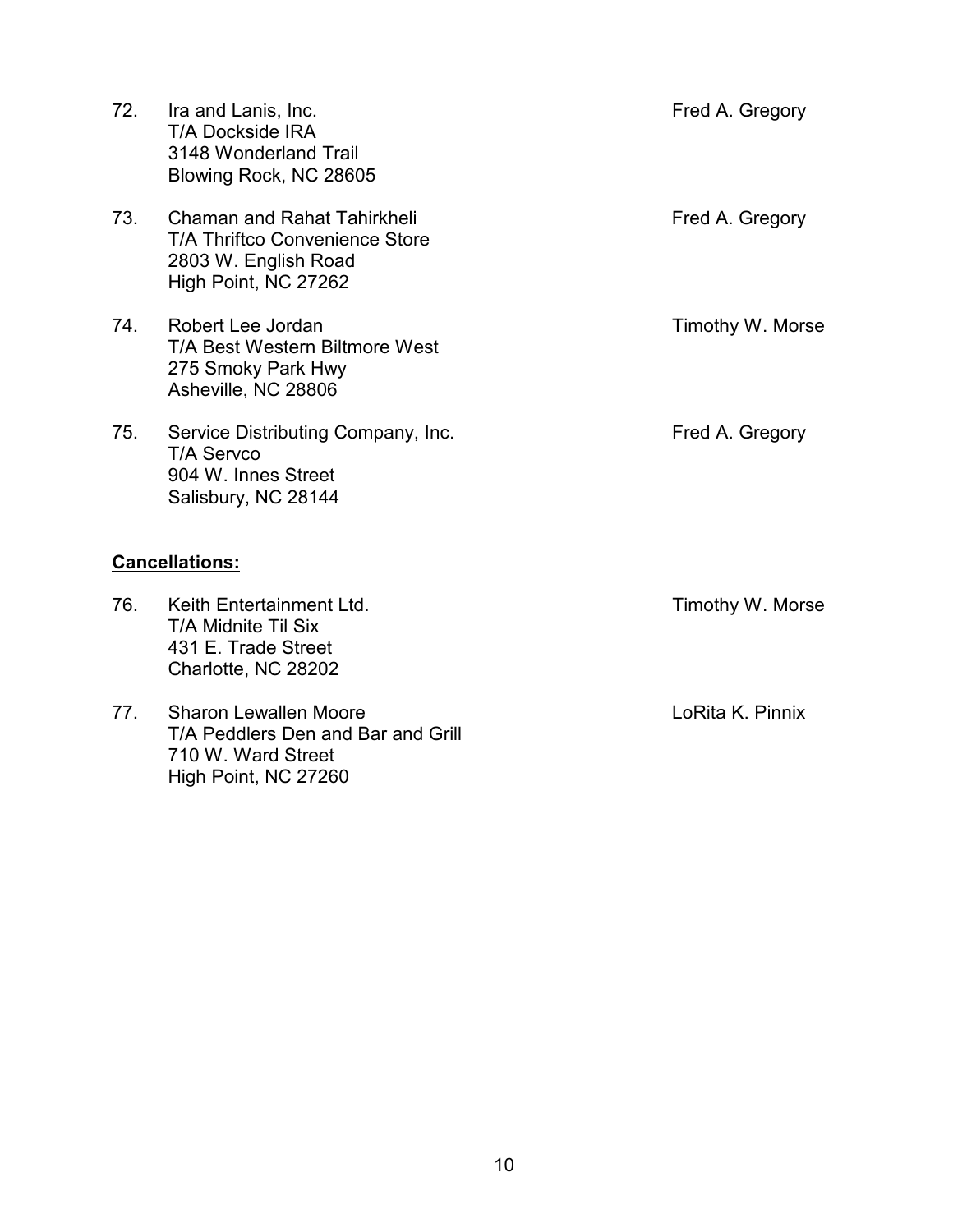72. Ira and Lanis, Inc.
    T/A Dockside IRA
    3148 Wonderland Trail
    Blowing Rock, NC 28605
    Fred A. Gregory

73. Chaman and Rahat Tahirkheli
    T/A Thriftco Convenience Store
    2803 W. English Road
    High Point, NC 27262
    Fred A. Gregory

74. Robert Lee Jordan
    T/A Best Western Biltmore West
    275 Smoky Park Hwy
    Asheville, NC 28806
    Timothy W. Morse

75. Service Distributing Company, Inc.
    T/A Servco
    904 W. Innes Street
    Salisbury, NC 28144
    Fred A. Gregory

**Cancellations:**

76. Keith Entertainment Ltd.
    T/A Midnite Til Six
    431 E. Trade Street
    Charlotte, NC 28202
    Timothy W. Morse

77. Sharon Lewallen Moore
    T/A Peddlers Den and Bar and Grill
    710 W. Ward Street
    High Point, NC 27260
    LoRita K. Pinnix